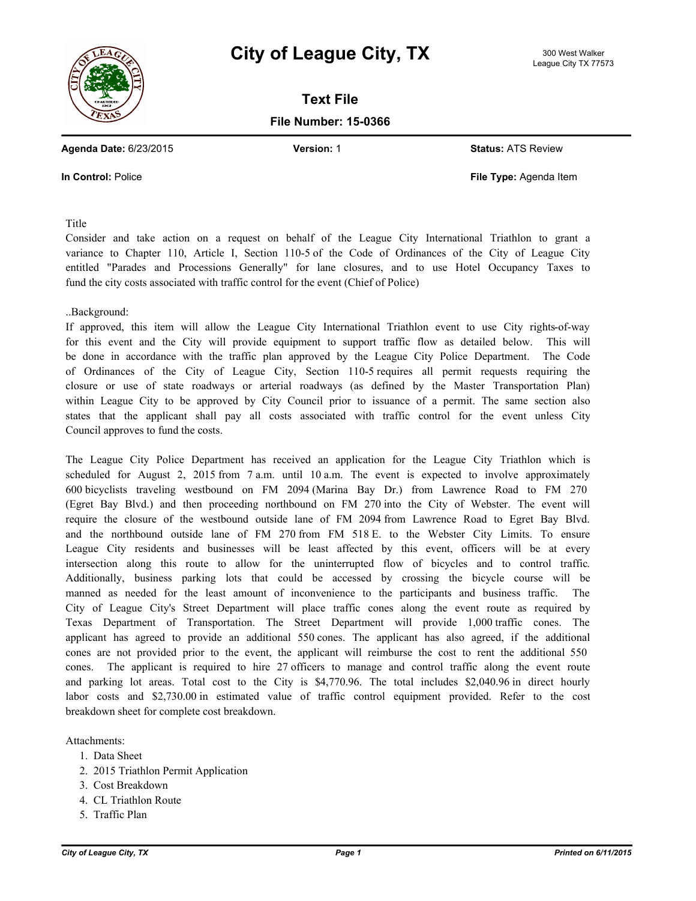# City of League City, TX

300 West Walker
League City TX 77573

## Text File

**File Number: 15-0366**

**Agenda Date:** 6/23/2015 **Version:** 1 **Status:** ATS Review

**In Control:** Police **File Type:** Agenda Item

Title

Consider and take action on a request on behalf of the League City International Triathlon to grant a variance to Chapter 110, Article I, Section 110-5 of the Code of Ordinances of the City of League City entitled "Parades and Processions Generally" for lane closures, and to use Hotel Occupancy Taxes to fund the city costs associated with traffic control for the event (Chief of Police)

..Background:

If approved, this item will allow the League City International Triathlon event to use City rights-of-way for this event and the City will provide equipment to support traffic flow as detailed below. This will be done in accordance with the traffic plan approved by the League City Police Department. The Code of Ordinances of the City of League City, Section 110-5 requires all permit requests requiring the closure or use of state roadways or arterial roadways (as defined by the Master Transportation Plan) within League City to be approved by City Council prior to issuance of a permit. The same section also states that the applicant shall pay all costs associated with traffic control for the event unless City Council approves to fund the costs.

The League City Police Department has received an application for the League City Triathlon which is scheduled for August 2, 2015 from 7 a.m. until 10 a.m. The event is expected to involve approximately 600 bicyclists traveling westbound on FM 2094 (Marina Bay Dr.) from Lawrence Road to FM 270 (Egret Bay Blvd.) and then proceeding northbound on FM 270 into the City of Webster. The event will require the closure of the westbound outside lane of FM 2094 from Lawrence Road to Egret Bay Blvd. and the northbound outside lane of FM 270 from FM 518 E. to the Webster City Limits. To ensure League City residents and businesses will be least affected by this event, officers will be at every intersection along this route to allow for the uninterrupted flow of bicycles and to control traffic. Additionally, business parking lots that could be accessed by crossing the bicycle course will be manned as needed for the least amount of inconvenience to the participants and business traffic. The City of League City's Street Department will place traffic cones along the event route as required by Texas Department of Transportation. The Street Department will provide 1,000 traffic cones. The applicant has agreed to provide an additional 550 cones. The applicant has also agreed, if the additional cones are not provided prior to the event, the applicant will reimburse the cost to rent the additional 550 cones. The applicant is required to hire 27 officers to manage and control traffic along the event route and parking lot areas. Total cost to the City is $4,770.96. The total includes $2,040.96 in direct hourly labor costs and $2,730.00 in estimated value of traffic control equipment provided. Refer to the cost breakdown sheet for complete cost breakdown.

Attachments:

1. Data Sheet
2. 2015 Triathlon Permit Application
3. Cost Breakdown
4. CL Triathlon Route
5. Traffic Plan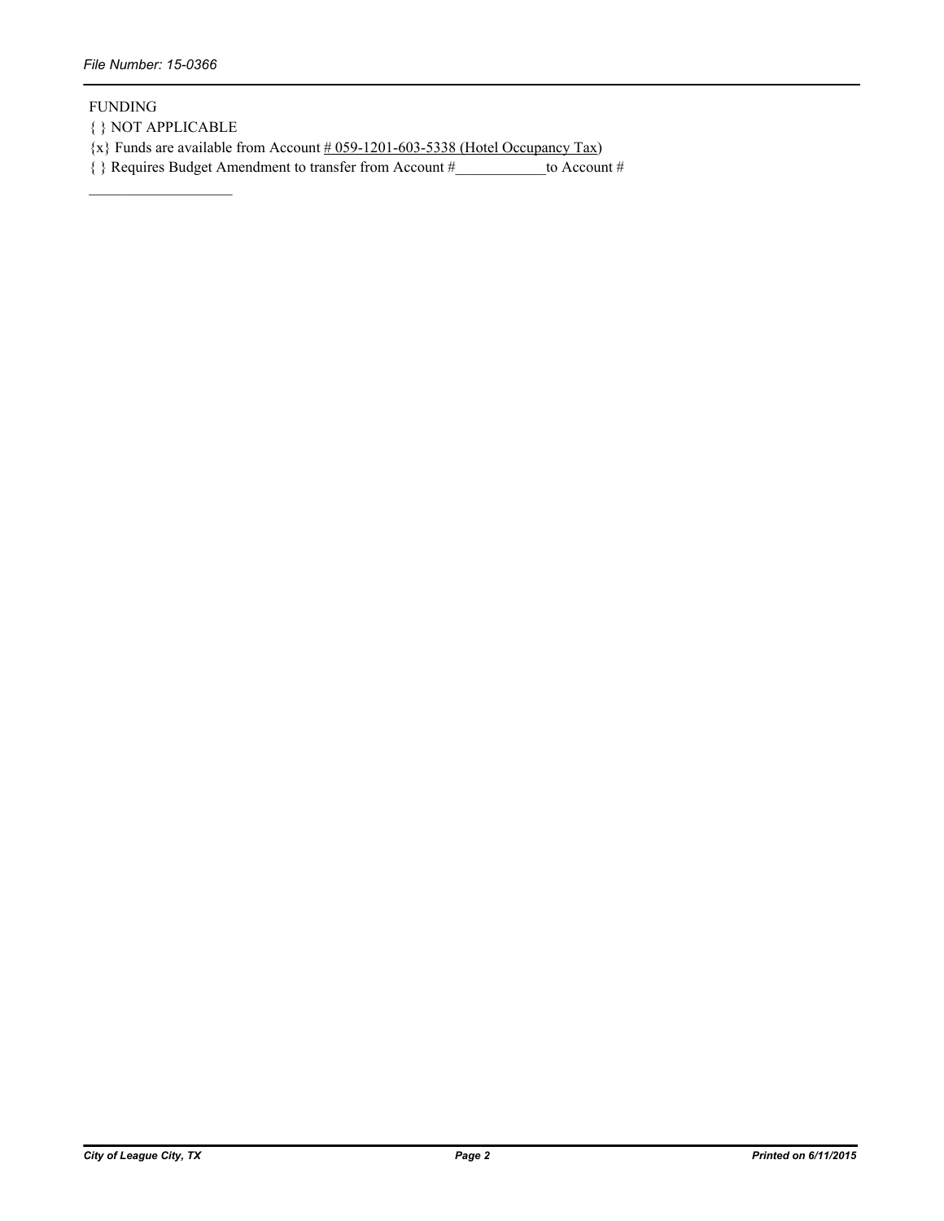FUNDING

{ } NOT APPLICABLE

{x} Funds are available from Account # 059-1201-603-5338 (Hotel Occupancy Tax)

{ } Requires Budget Amendment to transfer from Account #____________to Account #

___________________